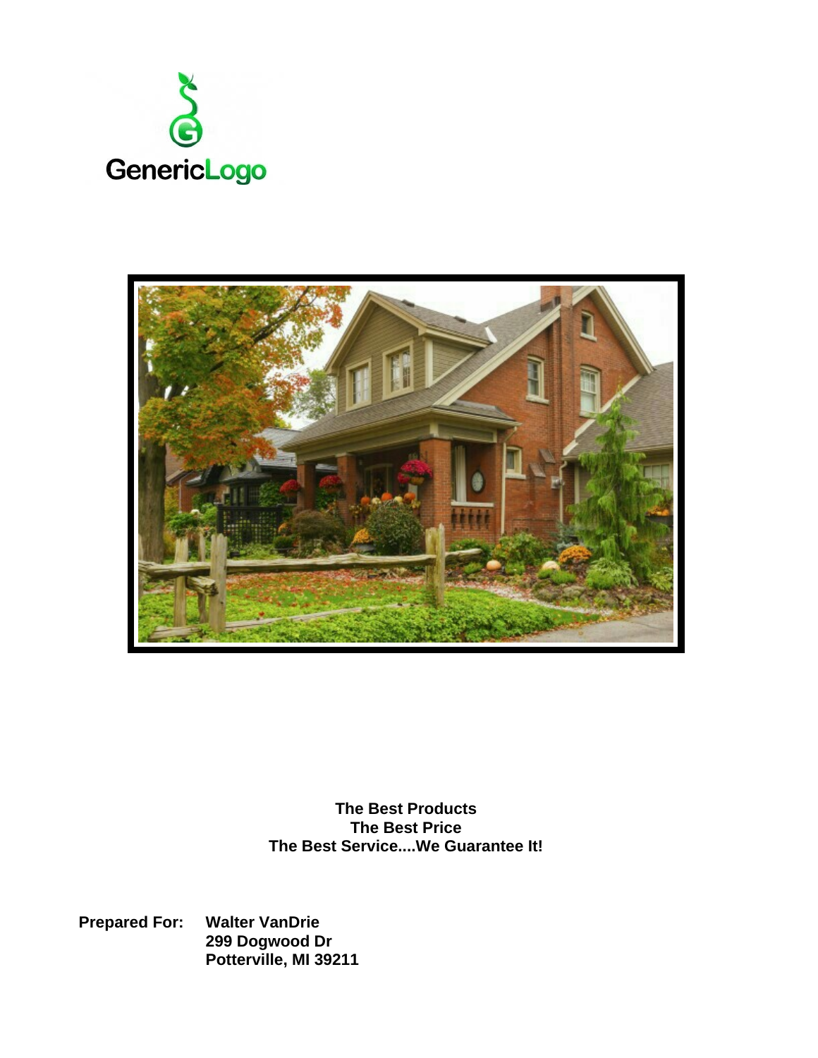GenericLogo

**The Best Products**
**The Best Price**
**The Best Service....We Guarantee It!**

**Prepared For:** **Walter VanDrie**
**299 Dogwood Dr**
**Potterville, MI 39211**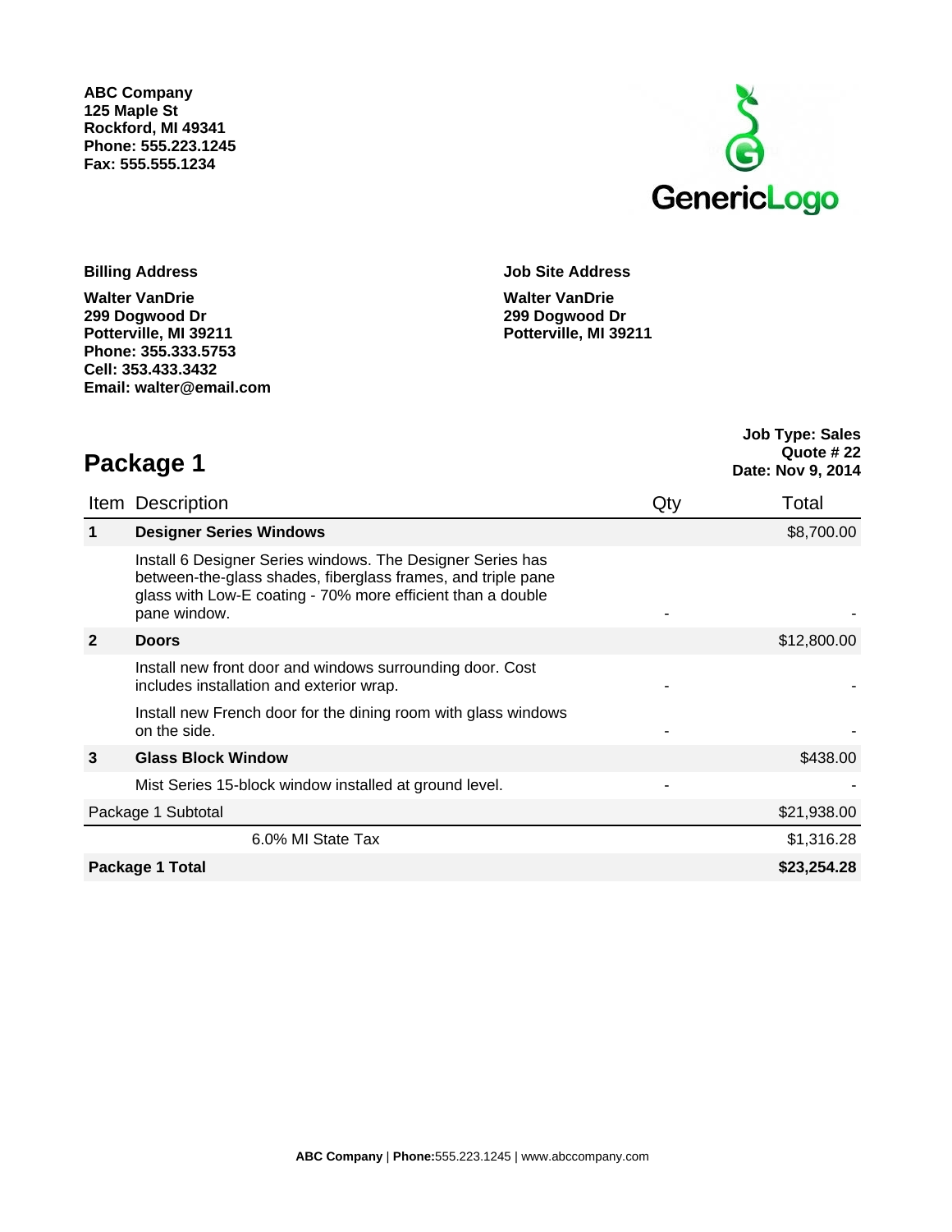**ABC Company**
**125 Maple St**
**Rockford, MI 49341**
**Phone: 555.223.1245**
**Fax: 555.555.1234**

GenericLogo

**Billing Address**

**Walter VanDrie**
**299 Dogwood Dr**
**Potterville, MI 39211**
**Phone: 355.333.5753**
**Cell: 353.433.3432**
**Email: walter@email.com**

**Job Site Address**

**Walter VanDrie**
**299 Dogwood Dr**
**Potterville, MI 39211**

**Job Type: Sales**
**Quote # 22**
**Date: Nov 9, 2014**

## Package 1

| Item | Description | Qty | Total |
|---|---|---|---|
| **1** | **Designer Series Windows** | | $8,700.00 |
| | Install 6 Designer Series windows. The Designer Series has between-the-glass shades, fiberglass frames, and triple pane glass with Low-E coating - 70% more efficient than a double pane window. | - | - |
| **2** | **Doors** | | $12,800.00 |
| | Install new front door and windows surrounding door. Cost includes installation and exterior wrap. | - | - |
| | Install new French door for the dining room with glass windows on the side. | - | - |
| **3** | **Glass Block Window** | | $438.00 |
| | Mist Series 15-block window installed at ground level. | - | - |
| Package 1 Subtotal | | | $21,938.00 |
| | 6.0% MI State Tax | | $1,316.28 |
| **Package 1 Total** | | | **$23,254.28** |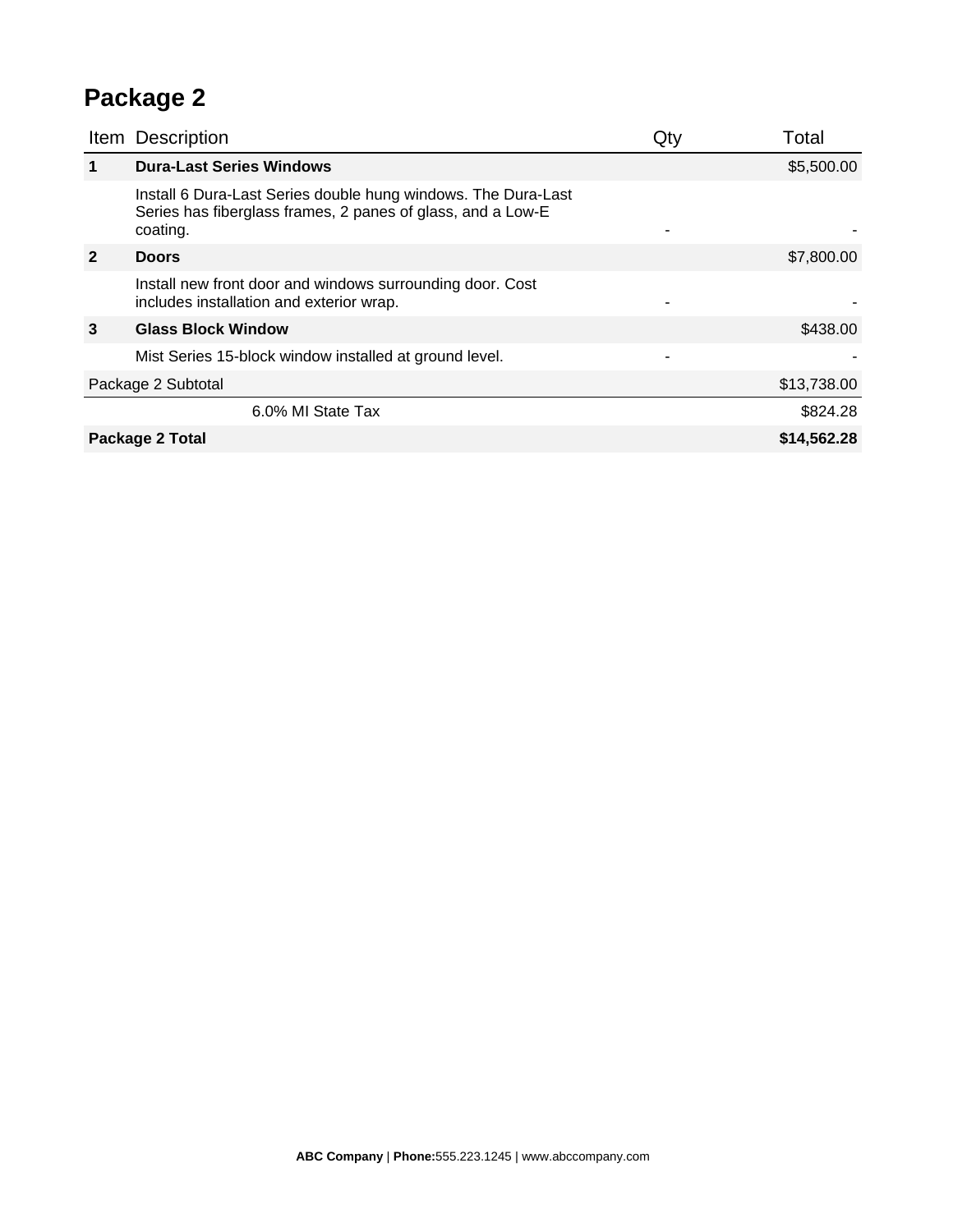# Package 2

| Item | Description | Qty | Total |
| --- | --- | --- | --- |
| **1** | **Dura-Last Series Windows** | | $5,500.00 |
| | Install 6 Dura-Last Series double hung windows. The Dura-Last Series has fiberglass frames, 2 panes of glass, and a Low-E coating. | - | - |
| **2** | **Doors** | | $7,800.00 |
| | Install new front door and windows surrounding door. Cost includes installation and exterior wrap. | - | - |
| **3** | **Glass Block Window** | | $438.00 |
| | Mist Series 15-block window installed at ground level. | - | - |
| Package 2 Subtotal | | | $13,738.00 |
| | 6.0% MI State Tax | | $824.28 |
| **Package 2 Total** | | | **$14,562.28** |

**ABC Company** | **Phone:**555.223.1245 | www.abccompany.com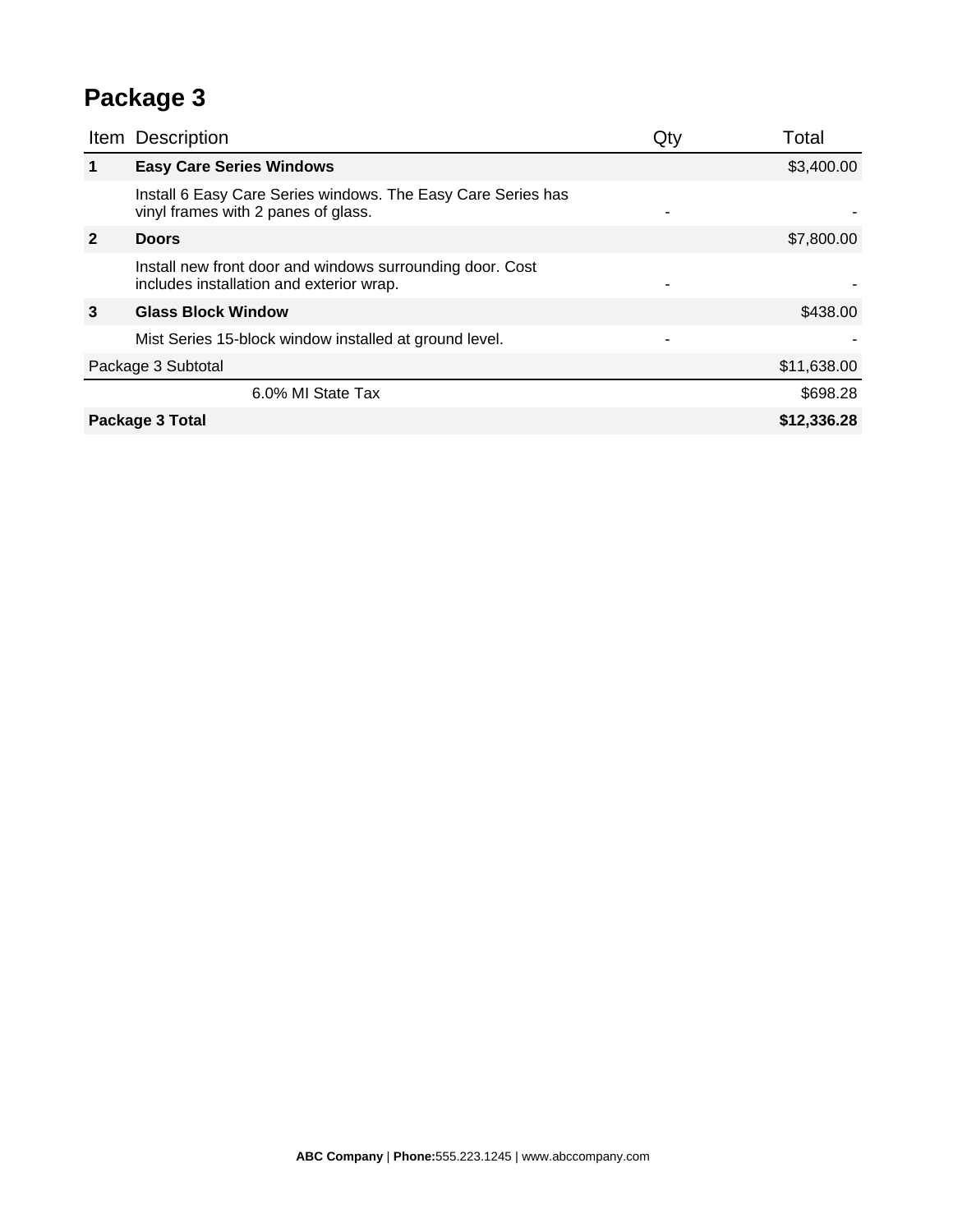# Package 3

| Item | Description | Qty | Total |
|---|---|---|---|
| **1** | **Easy Care Series Windows** | | $3,400.00 |
| | Install 6 Easy Care Series windows. The Easy Care Series has vinyl frames with 2 panes of glass. | - | - |
| **2** | **Doors** | | $7,800.00 |
| | Install new front door and windows surrounding door. Cost includes installation and exterior wrap. | - | - |
| **3** | **Glass Block Window** | | $438.00 |
| | Mist Series 15-block window installed at ground level. | - | - |
| Package 3 Subtotal | | | $11,638.00 |
| | 6.0% MI State Tax | | $698.28 |
| **Package 3 Total** | | | **$12,336.28** |

**ABC Company** | **Phone:**555.223.1245 | www.abccompany.com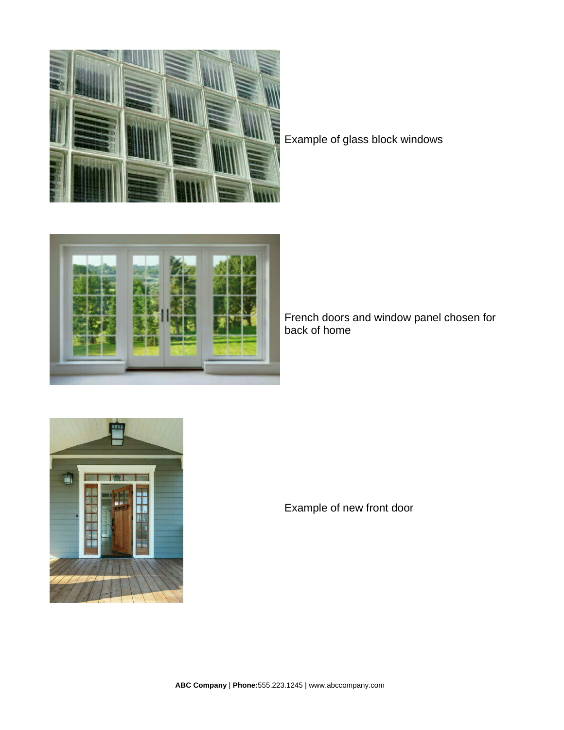Example of glass block windows

French doors and window panel chosen for back of home

Example of new front door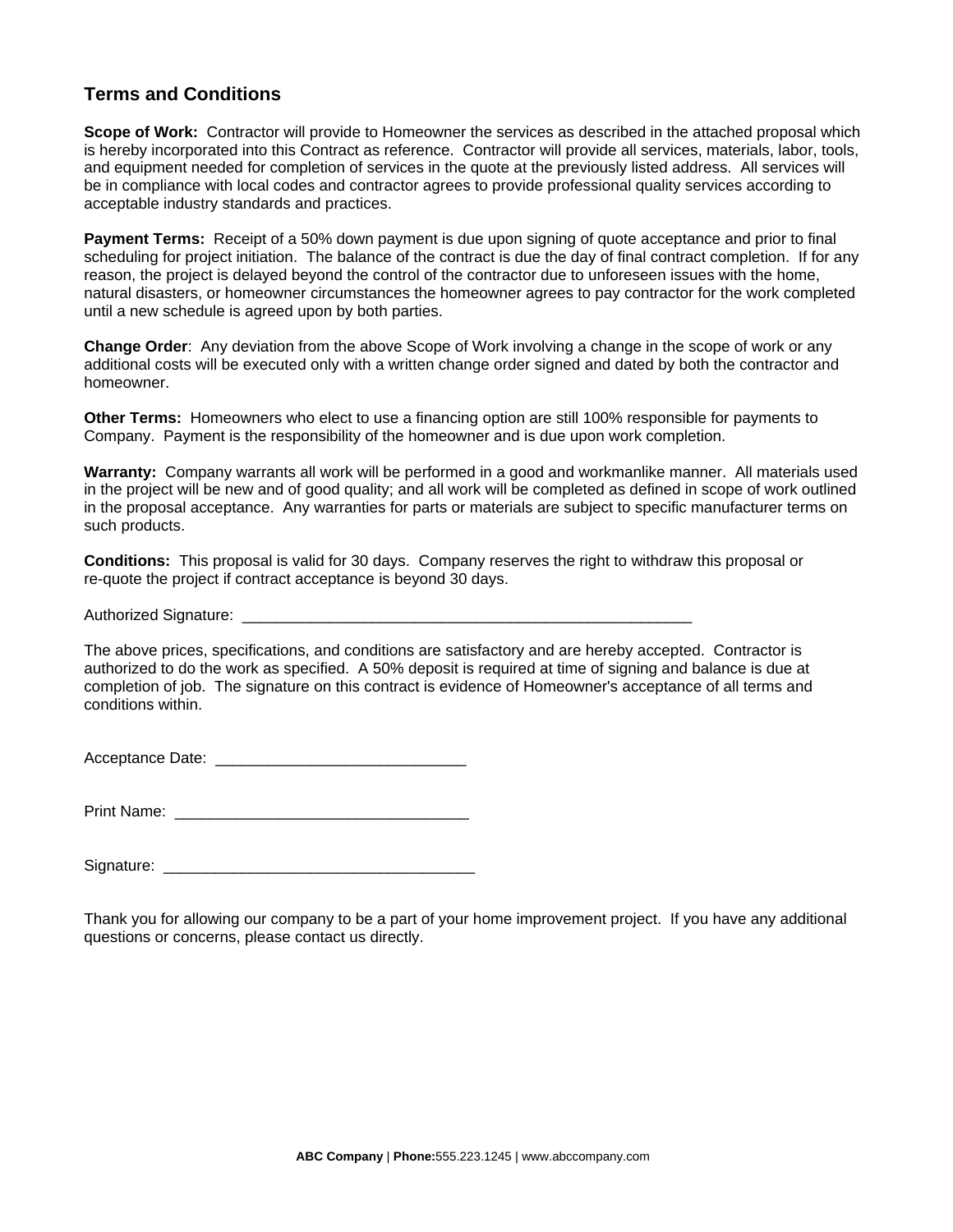## Terms and Conditions

**Scope of Work:** Contractor will provide to Homeowner the services as described in the attached proposal which is hereby incorporated into this Contract as reference. Contractor will provide all services, materials, labor, tools, and equipment needed for completion of services in the quote at the previously listed address. All services will be in compliance with local codes and contractor agrees to provide professional quality services according to acceptable industry standards and practices.

**Payment Terms:** Receipt of a 50% down payment is due upon signing of quote acceptance and prior to final scheduling for project initiation. The balance of the contract is due the day of final contract completion. If for any reason, the project is delayed beyond the control of the contractor due to unforeseen issues with the home, natural disasters, or homeowner circumstances the homeowner agrees to pay contractor for the work completed until a new schedule is agreed upon by both parties.

**Change Order**: Any deviation from the above Scope of Work involving a change in the scope of work or any additional costs will be executed only with a written change order signed and dated by both the contractor and homeowner.

**Other Terms:** Homeowners who elect to use a financing option are still 100% responsible for payments to Company. Payment is the responsibility of the homeowner and is due upon work completion.

**Warranty:** Company warrants all work will be performed in a good and workmanlike manner. All materials used in the project will be new and of good quality; and all work will be completed as defined in scope of work outlined in the proposal acceptance. Any warranties for parts or materials are subject to specific manufacturer terms on such products.

**Conditions:** This proposal is valid for 30 days. Company reserves the right to withdraw this proposal or re-quote the project if contract acceptance is beyond 30 days.

Authorized Signature: _______________________________________________________

The above prices, specifications, and conditions are satisfactory and are hereby accepted. Contractor is authorized to do the work as specified. A 50% deposit is required at time of signing and balance is due at completion of job. The signature on this contract is evidence of Homeowner's acceptance of all terms and conditions within.

Acceptance Date: ______________________________

Print Name: ___________________________________

Signature: _____________________________________

Thank you for allowing our company to be a part of your home improvement project. If you have any additional questions or concerns, please contact us directly.

**ABC Company** | **Phone:**555.223.1245 | www.abccompany.com